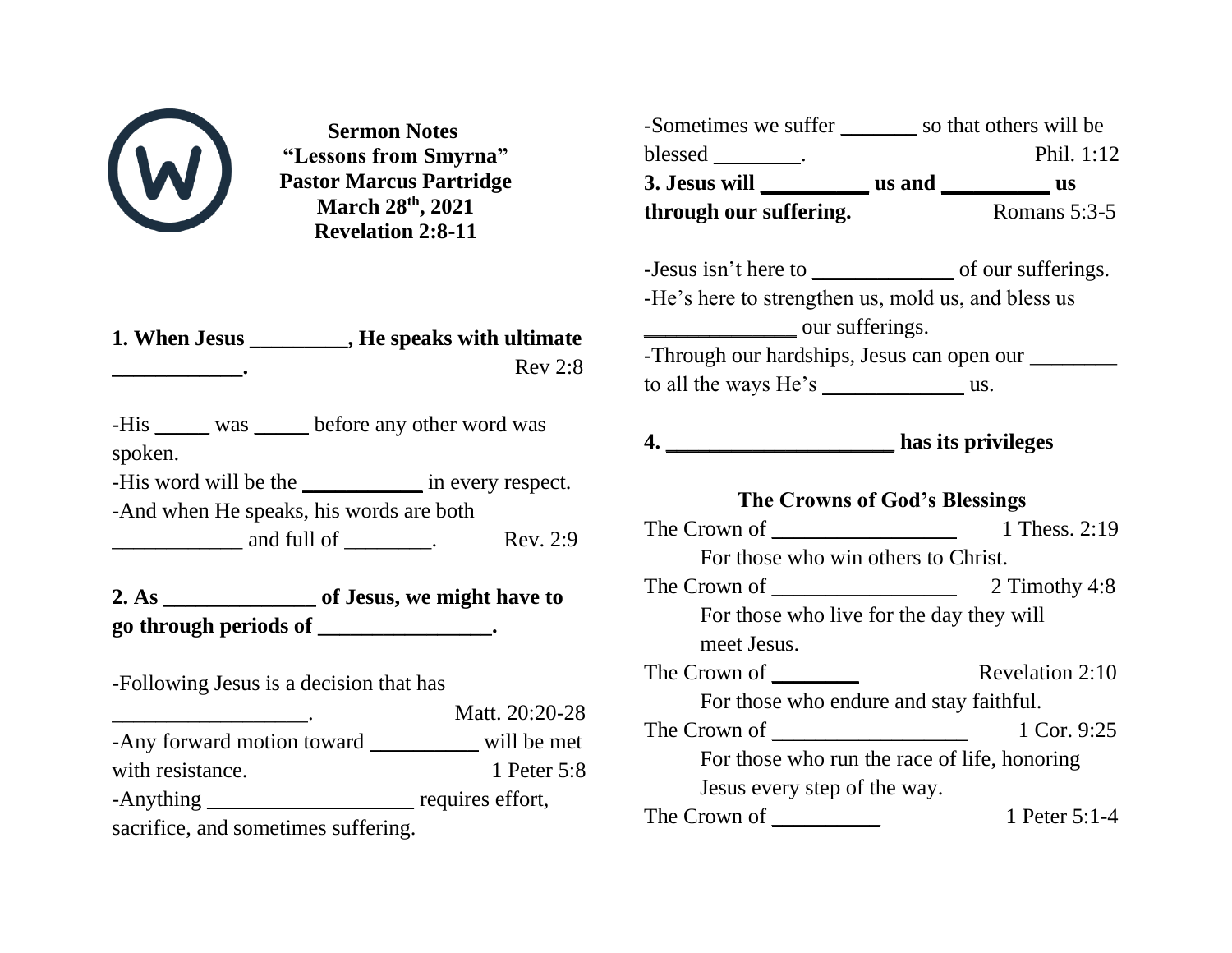**Sermon Notes**
**"Lessons from Smyrna"**
**Pastor Marcus Partridge**
**March 28th, 2021**
**Revelation 2:8-11**

**1. When Jesus _________, He speaks with ultimate ____________.** Rev 2:8

-His _____ was _____ before any other word was spoken.
-His word will be the ___________ in every respect.
-And when He speaks, his words are both ____________ and full of ________. Rev. 2:9

**2. As ______________ of Jesus, we might have to go through periods of ________________.**

-Following Jesus is a decision that has __________________. Matt. 20:20-28
-Any forward motion toward __________ will be met with resistance. 1 Peter 5:8
-Anything ___________________ requires effort, sacrifice, and sometimes suffering.

-Sometimes we suffer _______ so that others will be blessed ________. Phil. 1:12

**3. Jesus will __________ us and __________ us through our suffering.** Romans 5:3-5

-Jesus isn't here to _____________ of our sufferings.
-He's here to strengthen us, mold us, and bless us ______________ our sufferings.
-Through our hardships, Jesus can open our ________ to all the ways He's _____________ us.

**4. ____________________ has its privileges**

**The Crowns of God's Blessings**

The Crown of _________________ 1 Thess. 2:19
For those who win others to Christ.

The Crown of _________________ 2 Timothy 4:8
For those who live for the day they will meet Jesus.

The Crown of ________ Revelation 2:10
For those who endure and stay faithful.

The Crown of __________________ 1 Cor. 9:25
For those who run the race of life, honoring Jesus every step of the way.

The Crown of __________ 1 Peter 5:1-4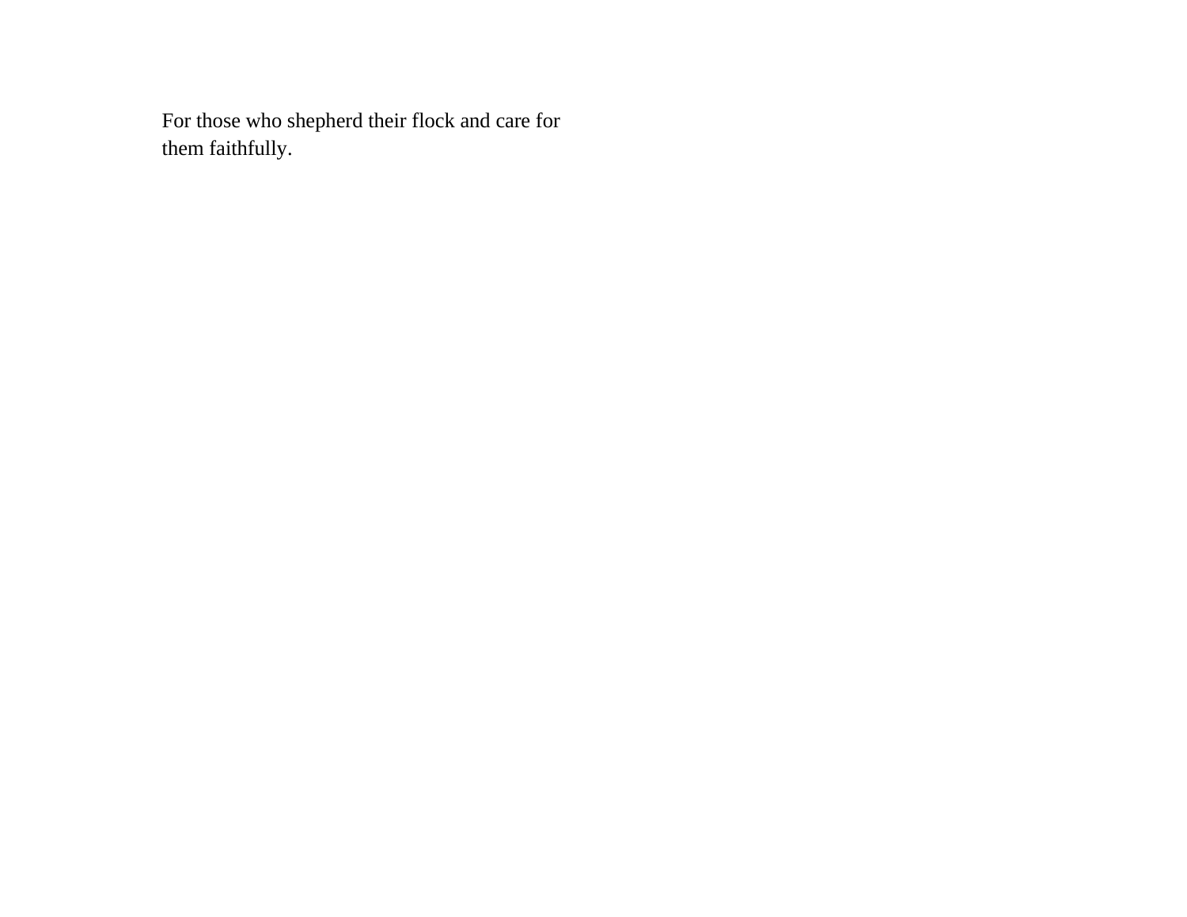For those who shepherd their flock and care for them faithfully.